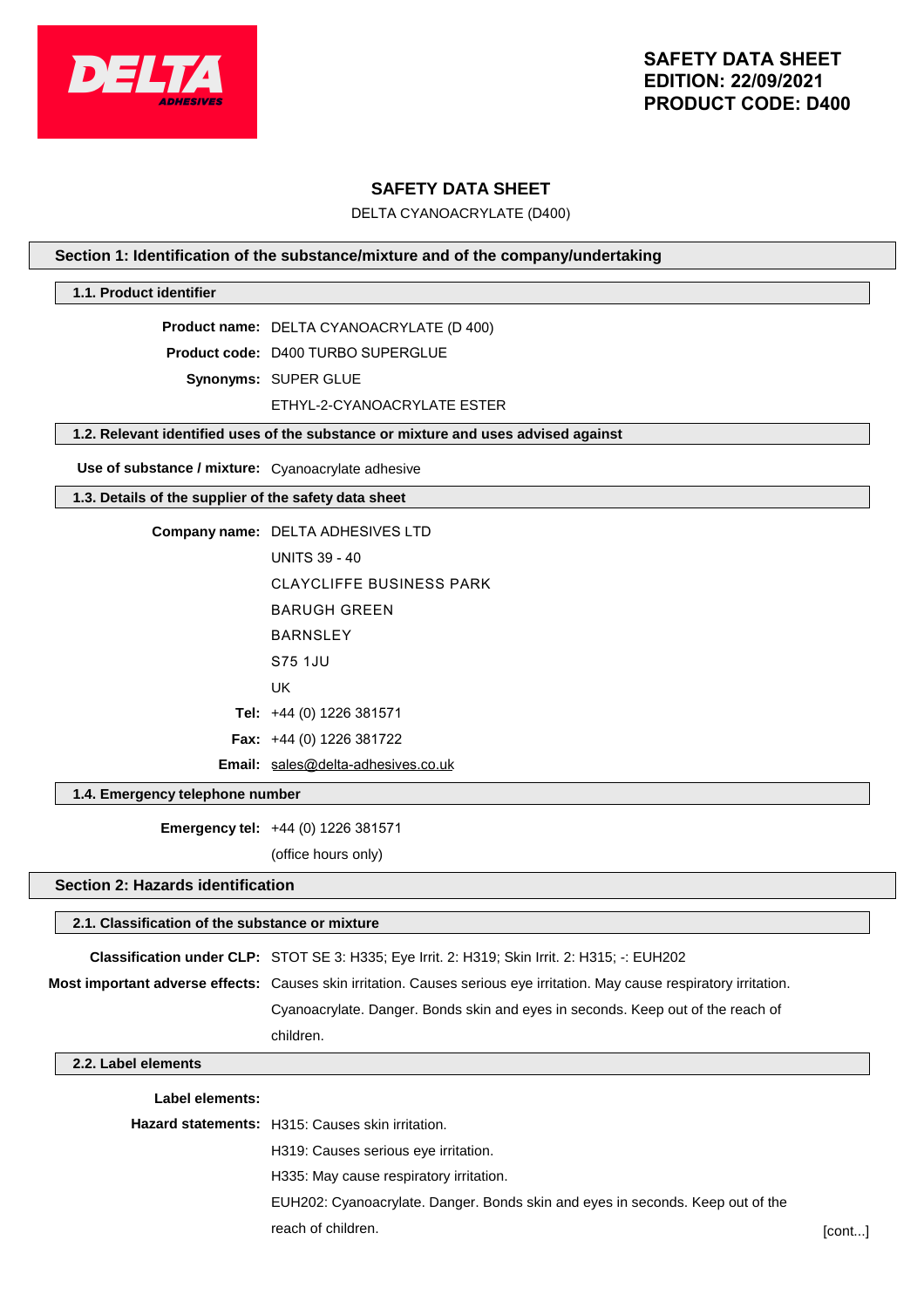# SAFETY DATA SHEET

DELTA CYANOACRYLATE (D400)

## Section 1: Identification of the substance/mixture and of the company/undertaking

### 1.1. Product identifier

**Product name:** DELTA CYANOACRYLATE (D 400)

**Product code:** D400 TURBO SUPERGLUE

**Synonyms:** SUPER GLUE

ETHYL-2-CYANOACRYLATE ESTER

### 1.2. Relevant identified uses of the substance or mixture and uses advised against

**Use of substance / mixture:** Cyanoacrylate adhesive

### 1.3. Details of the supplier of the safety data sheet

**Company name:** DELTA ADHESIVES LTD

UNITS 39 - 40

CLAYCLIFFE BUSINESS PARK

BARUGH GREEN

BARNSLEY

S75 1JU

UK

**Tel:** +44 (0) 1226 381571

**Fax:** +44 (0) 1226 381722

**Email:** sales@delta-adhesives.co.uk

### 1.4. Emergency telephone number

**Emergency tel:** +44 (0) 1226 381571

(office hours only)

## Section 2: Hazards identification

### 2.1. Classification of the substance or mixture

**Classification under CLP:** STOT SE 3: H335; Eye Irrit. 2: H319; Skin Irrit. 2: H315; -: EUH202

**Most important adverse effects:** Causes skin irritation. Causes serious eye irritation. May cause respiratory irritation. Cyanoacrylate. Danger. Bonds skin and eyes in seconds. Keep out of the reach of children.

### 2.2. Label elements

**Label elements:**

**Hazard statements:** H315: Causes skin irritation.

H319: Causes serious eye irritation.

H335: May cause respiratory irritation.

EUH202: Cyanoacrylate. Danger. Bonds skin and eyes in seconds. Keep out of the reach of children.

[cont...]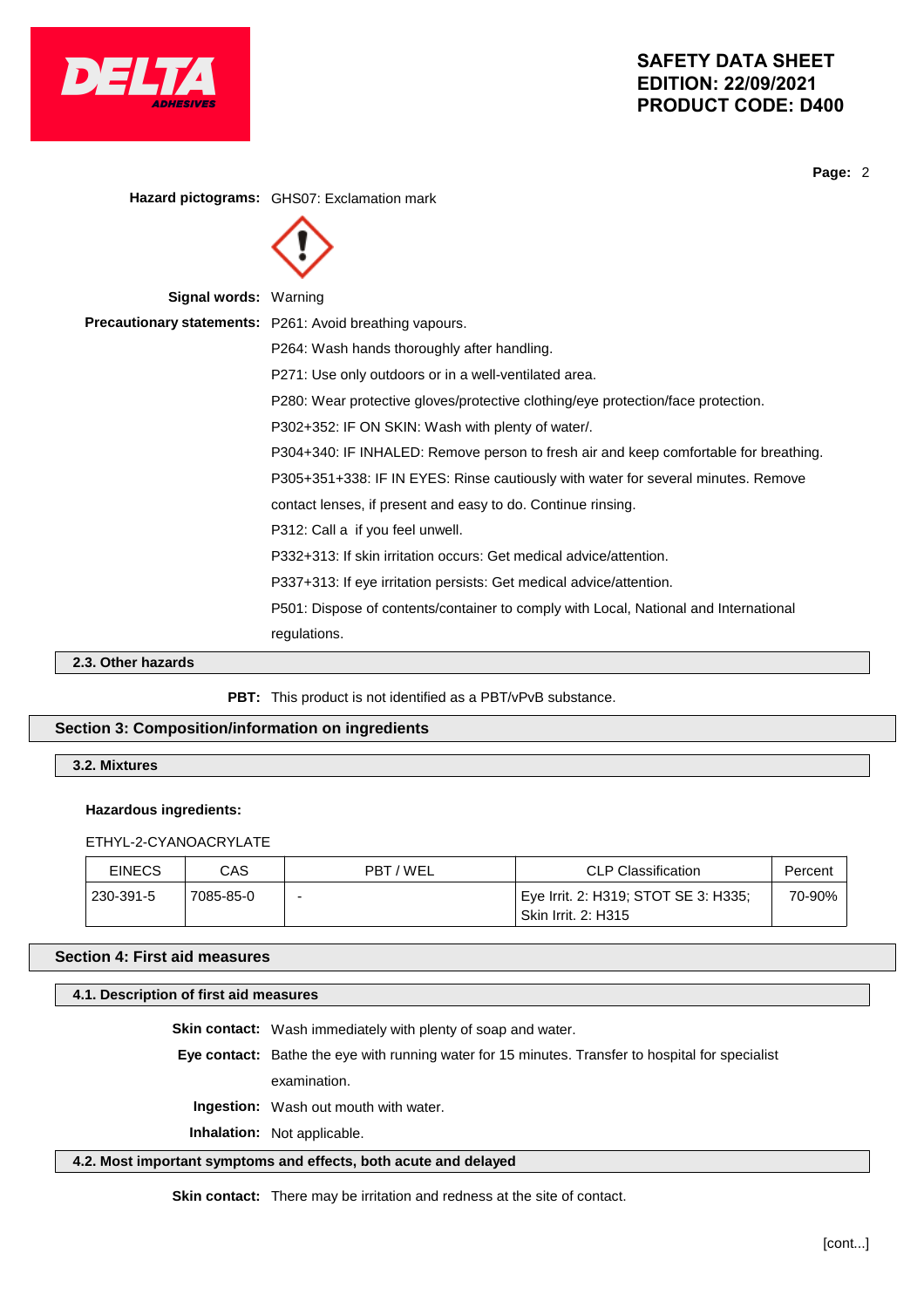**Hazard pictograms:** GHS07: Exclamation mark

**Signal words:** Warning

**Precautionary statements:** P261: Avoid breathing vapours.

P264: Wash hands thoroughly after handling.

P271: Use only outdoors or in a well-ventilated area.

P280: Wear protective gloves/protective clothing/eye protection/face protection.

P302+352: IF ON SKIN: Wash with plenty of water/.

P304+340: IF INHALED: Remove person to fresh air and keep comfortable for breathing.

P305+351+338: IF IN EYES: Rinse cautiously with water for several minutes. Remove contact lenses, if present and easy to do. Continue rinsing.

P312: Call a  if you feel unwell.

P332+313: If skin irritation occurs: Get medical advice/attention.

P337+313: If eye irritation persists: Get medical advice/attention.

P501: Dispose of contents/container to comply with Local, National and International regulations.

### 2.3. Other hazards

**PBT:** This product is not identified as a PBT/vPvB substance.

## Section 3: Composition/information on ingredients

### 3.2. Mixtures

**Hazardous ingredients:**

ETHYL-2-CYANOACRYLATE

| EINECS | CAS | PBT / WEL | CLP Classification | Percent |
|---|---|---|---|---|
| 230-391-5 | 7085-85-0 | - | Eye Irrit. 2: H319; STOT SE 3: H335; Skin Irrit. 2: H315 | 70-90% |

## Section 4: First aid measures

### 4.1. Description of first aid measures

**Skin contact:** Wash immediately with plenty of soap and water.

**Eye contact:** Bathe the eye with running water for 15 minutes. Transfer to hospital for specialist examination.

**Ingestion:** Wash out mouth with water.

**Inhalation:** Not applicable.

### 4.2. Most important symptoms and effects, both acute and delayed

**Skin contact:** There may be irritation and redness at the site of contact.

[cont...]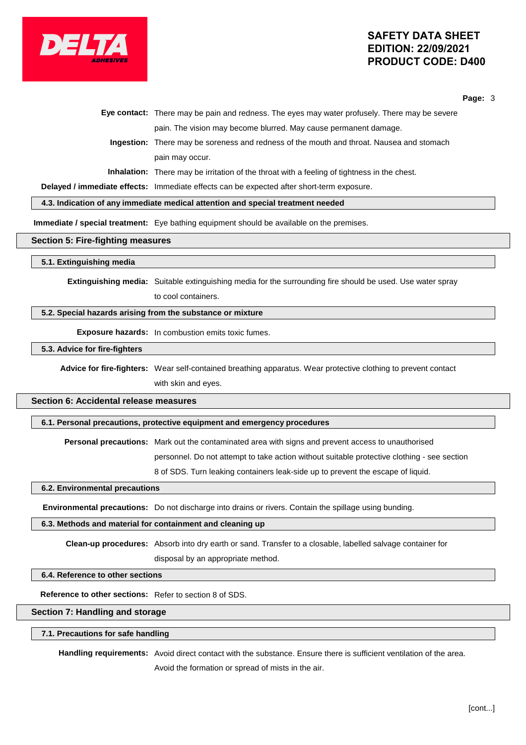**Eye contact:** There may be pain and redness. The eyes may water profusely. There may be severe pain. The vision may become blurred. May cause permanent damage.

**Ingestion:** There may be soreness and redness of the mouth and throat. Nausea and stomach pain may occur.

**Inhalation:** There may be irritation of the throat with a feeling of tightness in the chest.

**Delayed / immediate effects:** Immediate effects can be expected after short-term exposure.

### 4.3. Indication of any immediate medical attention and special treatment needed

**Immediate / special treatment:** Eye bathing equipment should be available on the premises.

## Section 5: Fire-fighting measures

### 5.1. Extinguishing media

**Extinguishing media:** Suitable extinguishing media for the surrounding fire should be used. Use water spray to cool containers.

### 5.2. Special hazards arising from the substance or mixture

**Exposure hazards:** In combustion emits toxic fumes.

### 5.3. Advice for fire-fighters

**Advice for fire-fighters:** Wear self-contained breathing apparatus. Wear protective clothing to prevent contact with skin and eyes.

## Section 6: Accidental release measures

### 6.1. Personal precautions, protective equipment and emergency procedures

**Personal precautions:** Mark out the contaminated area with signs and prevent access to unauthorised personnel. Do not attempt to take action without suitable protective clothing - see section 8 of SDS. Turn leaking containers leak-side up to prevent the escape of liquid.

### 6.2. Environmental precautions

**Environmental precautions:** Do not discharge into drains or rivers. Contain the spillage using bunding.

### 6.3. Methods and material for containment and cleaning up

**Clean-up procedures:** Absorb into dry earth or sand. Transfer to a closable, labelled salvage container for disposal by an appropriate method.

### 6.4. Reference to other sections

**Reference to other sections:** Refer to section 8 of SDS.

## Section 7: Handling and storage

### 7.1. Precautions for safe handling

**Handling requirements:** Avoid direct contact with the substance. Ensure there is sufficient ventilation of the area. Avoid the formation or spread of mists in the air.

[cont...]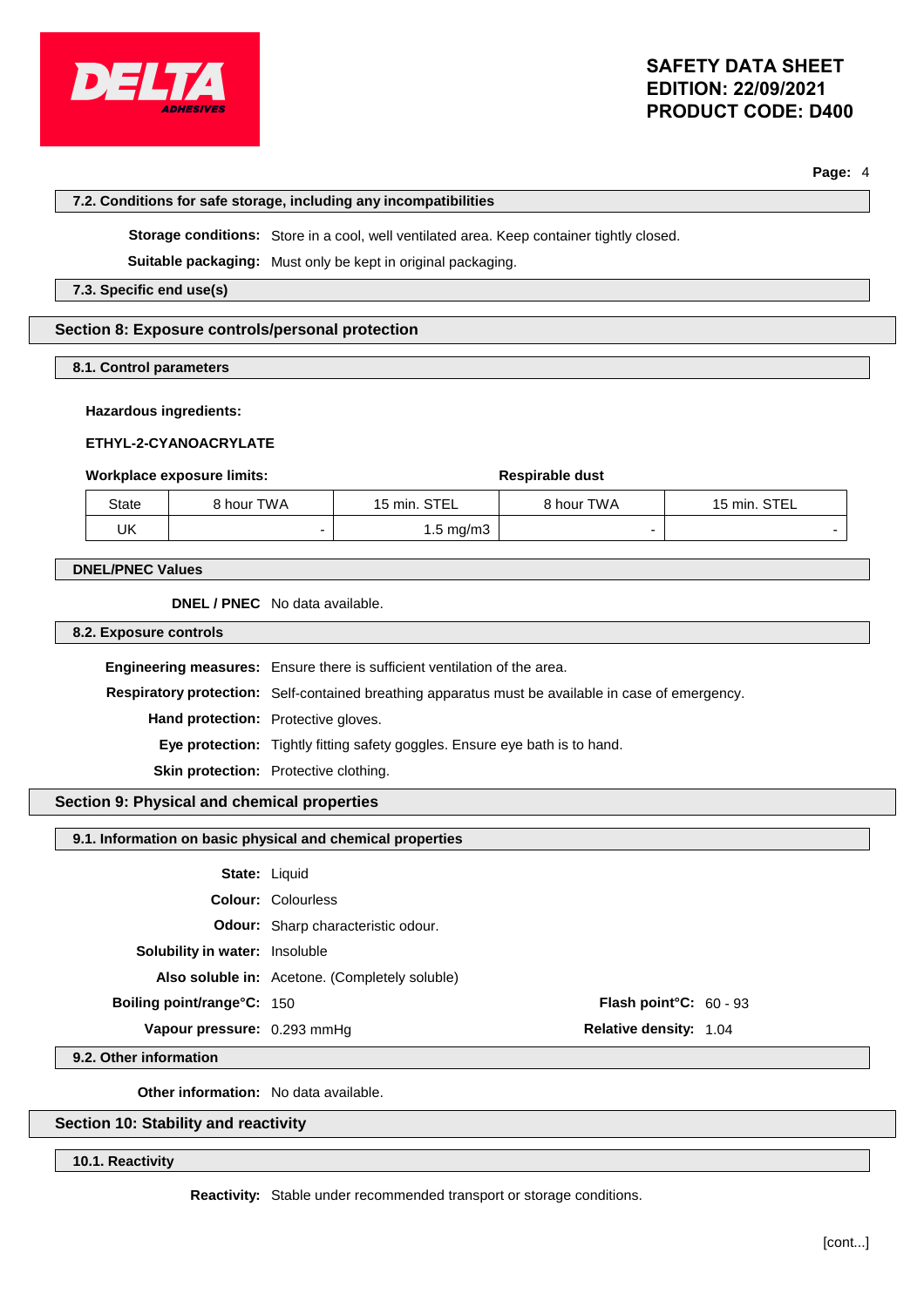### 7.2. Conditions for safe storage, including any incompatibilities

**Storage conditions:** Store in a cool, well ventilated area. Keep container tightly closed.

**Suitable packaging:** Must only be kept in original packaging.

### 7.3. Specific end use(s)

## Section 8: Exposure controls/personal protection

### 8.1. Control parameters

**Hazardous ingredients:**

**ETHYL-2-CYANOACRYLATE**

**Workplace exposure limits:** **Respirable dust**

| State | 8 hour TWA | 15 min. STEL | 8 hour TWA | 15 min. STEL |
|---|---|---|---|---|
| UK | - | 1.5 mg/m3 | - | - |

### DNEL/PNEC Values

**DNEL / PNEC** No data available.

### 8.2. Exposure controls

**Engineering measures:** Ensure there is sufficient ventilation of the area.

**Respiratory protection:** Self-contained breathing apparatus must be available in case of emergency.

**Hand protection:** Protective gloves.

**Eye protection:** Tightly fitting safety goggles. Ensure eye bath is to hand.

**Skin protection:** Protective clothing.

## Section 9: Physical and chemical properties

### 9.1. Information on basic physical and chemical properties

**State:** Liquid

**Colour:** Colourless

**Odour:** Sharp characteristic odour.

**Solubility in water:** Insoluble

**Also soluble in:** Acetone. (Completely soluble)

**Boiling point/range°C:** 150

**Flash point°C:** 60 - 93

**Vapour pressure:** 0.293 mmHg

**Relative density:** 1.04

### 9.2. Other information

**Other information:** No data available.

## Section 10: Stability and reactivity

### 10.1. Reactivity

**Reactivity:** Stable under recommended transport or storage conditions.

[cont...]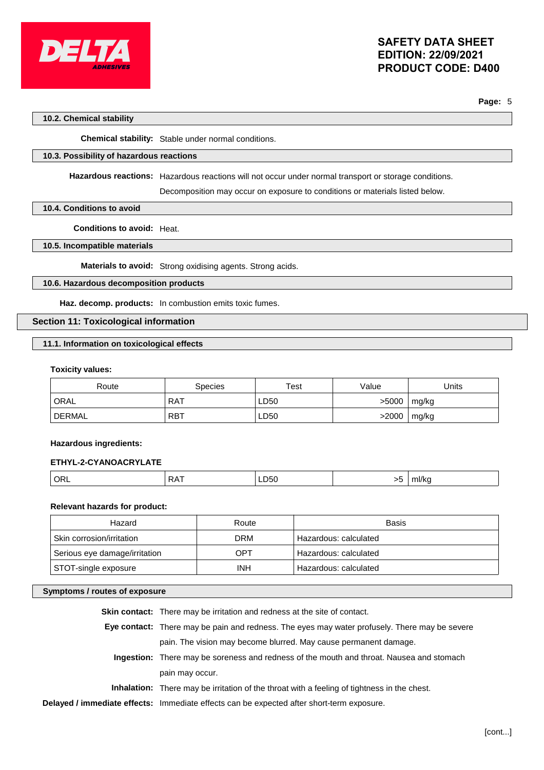### 10.2. Chemical stability

**Chemical stability:** Stable under normal conditions.

### 10.3. Possibility of hazardous reactions

**Hazardous reactions:** Hazardous reactions will not occur under normal transport or storage conditions.

Decomposition may occur on exposure to conditions or materials listed below.

### 10.4. Conditions to avoid

**Conditions to avoid:** Heat.

### 10.5. Incompatible materials

**Materials to avoid:** Strong oxidising agents. Strong acids.

### 10.6. Hazardous decomposition products

**Haz. decomp. products:** In combustion emits toxic fumes.

## Section 11: Toxicological information

### 11.1. Information on toxicological effects

**Toxicity values:**

| Route | Species | Test | Value | Units |
|---|---|---|---|---|
| ORAL | RAT | LD50 | >5000 | mg/kg |
| DERMAL | RBT | LD50 | >2000 | mg/kg |

**Hazardous ingredients:**

**ETHYL-2-CYANOACRYLATE**

| | | | | |
|---|---|---|---|---|
| ORL | RAT | LD50 | >5 | ml/kg |

**Relevant hazards for product:**

| Hazard | Route | Basis |
|---|---|---|
| Skin corrosion/irritation | DRM | Hazardous: calculated |
| Serious eye damage/irritation | OPT | Hazardous: calculated |
| STOT-single exposure | INH | Hazardous: calculated |

### Symptoms / routes of exposure

**Skin contact:** There may be irritation and redness at the site of contact.

**Eye contact:** There may be pain and redness. The eyes may water profusely. There may be severe pain. The vision may become blurred. May cause permanent damage.

**Ingestion:** There may be soreness and redness of the mouth and throat. Nausea and stomach pain may occur.

**Inhalation:** There may be irritation of the throat with a feeling of tightness in the chest.

**Delayed / immediate effects:** Immediate effects can be expected after short-term exposure.

[cont...]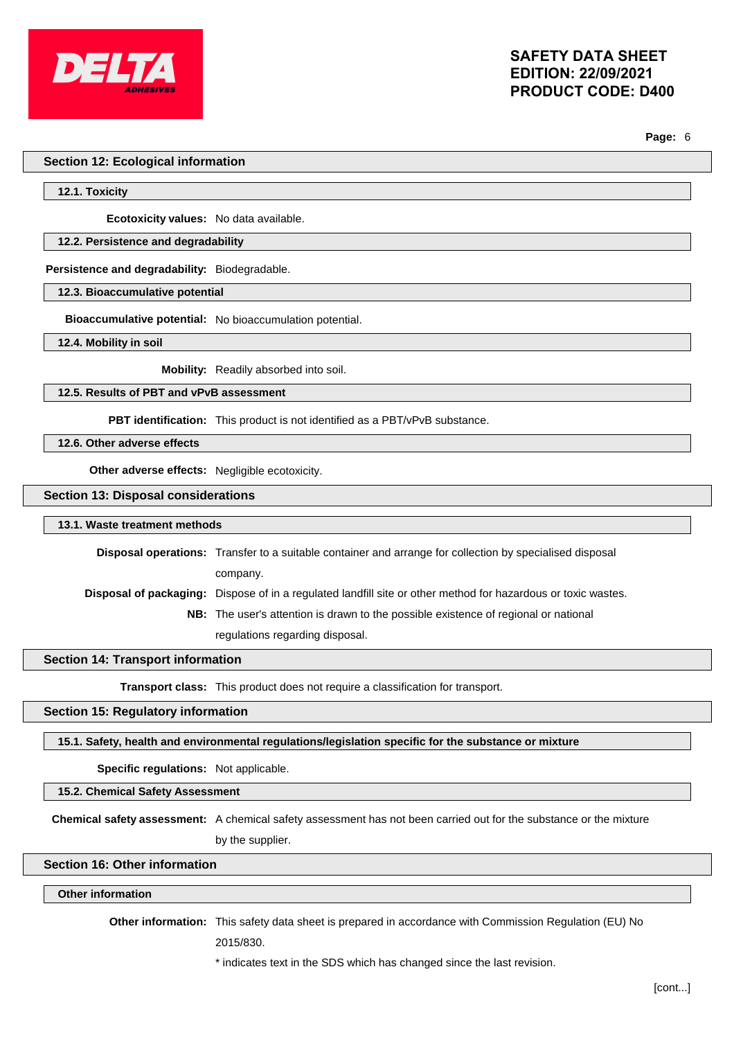## Section 12: Ecological information

### 12.1. Toxicity

**Ecotoxicity values:** No data available.

### 12.2. Persistence and degradability

**Persistence and degradability:** Biodegradable.

### 12.3. Bioaccumulative potential

**Bioaccumulative potential:** No bioaccumulation potential.

### 12.4. Mobility in soil

**Mobility:** Readily absorbed into soil.

### 12.5. Results of PBT and vPvB assessment

**PBT identification:** This product is not identified as a PBT/vPvB substance.

### 12.6. Other adverse effects

**Other adverse effects:** Negligible ecotoxicity.

## Section 13: Disposal considerations

### 13.1. Waste treatment methods

**Disposal operations:** Transfer to a suitable container and arrange for collection by specialised disposal company.

**Disposal of packaging:** Dispose of in a regulated landfill site or other method for hazardous or toxic wastes.

**NB:** The user's attention is drawn to the possible existence of regional or national regulations regarding disposal.

## Section 14: Transport information

**Transport class:** This product does not require a classification for transport.

## Section 15: Regulatory information

### 15.1. Safety, health and environmental regulations/legislation specific for the substance or mixture

**Specific regulations:** Not applicable.

### 15.2. Chemical Safety Assessment

**Chemical safety assessment:** A chemical safety assessment has not been carried out for the substance or the mixture by the supplier.

## Section 16: Other information

### Other information

**Other information:** This safety data sheet is prepared in accordance with Commission Regulation (EU) No 2015/830.

* indicates text in the SDS which has changed since the last revision.

[cont...]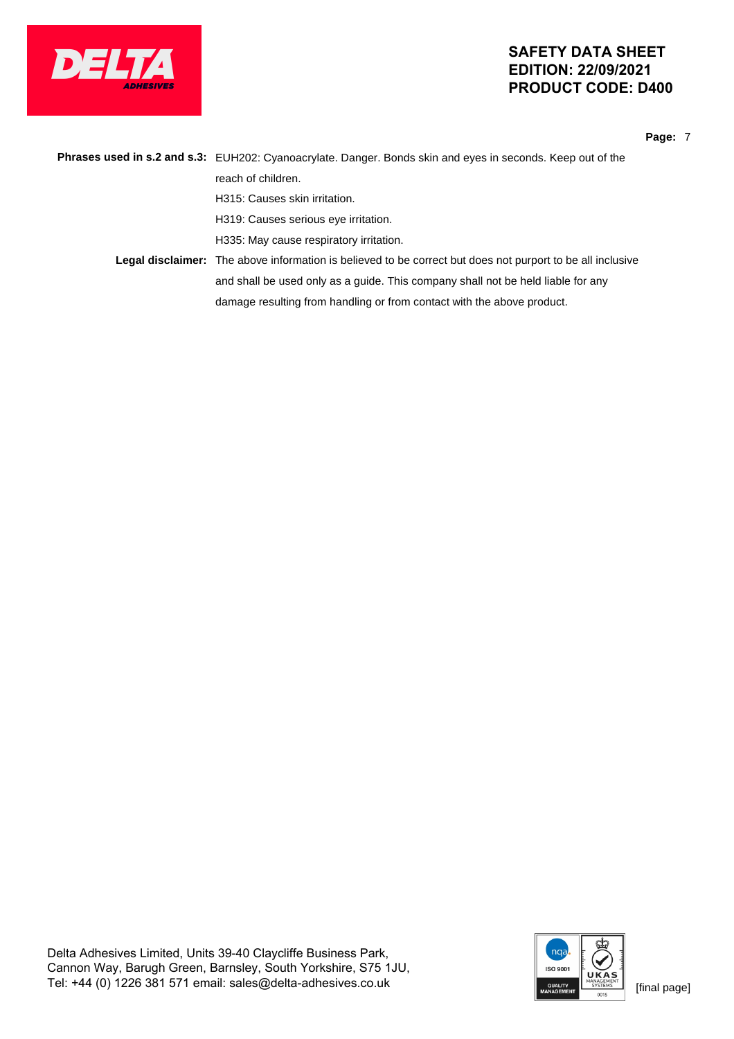**Phrases used in s.2 and s.3:** EUH202: Cyanoacrylate. Danger. Bonds skin and eyes in seconds. Keep out of the reach of children.

H315: Causes skin irritation.

H319: Causes serious eye irritation.

H335: May cause respiratory irritation.

**Legal disclaimer:** The above information is believed to be correct but does not purport to be all inclusive and shall be used only as a guide. This company shall not be held liable for any damage resulting from handling or from contact with the above product.

[final page]